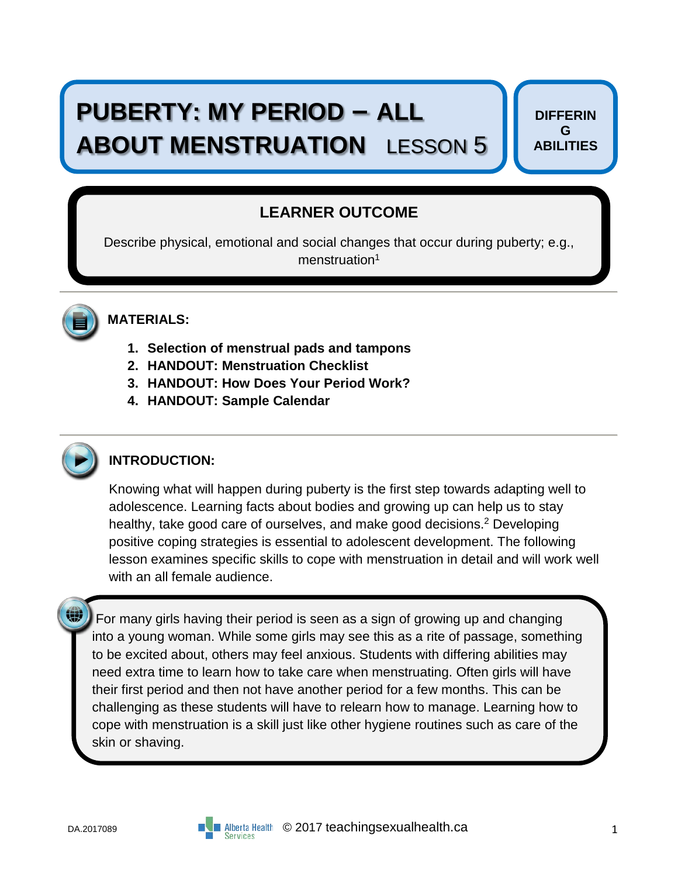# PUBERTY: MY PERIOD – ALL ABOUT MENSTRUATION LESSON 5

**DIFFERING ABILITIES**

## LEARNER OUTCOME

Describe physical, emotional and social changes that occur during puberty; e.g., menstruation[1]

## MATERIALS:

1. **Selection of menstrual pads and tampons**
2. **HANDOUT: Menstruation Checklist**
3. **HANDOUT: How Does Your Period Work?**
4. **HANDOUT: Sample Calendar**

## INTRODUCTION:

Knowing what will happen during puberty is the first step towards adapting well to adolescence. Learning facts about bodies and growing up can help us to stay healthy, take good care of ourselves, and make good decisions.[2] Developing positive coping strategies is essential to adolescent development. The following lesson examines specific skills to cope with menstruation in detail and will work well with an all female audience.

For many girls having their period is seen as a sign of growing up and changing into a young woman. While some girls may see this as a rite of passage, something to be excited about, others may feel anxious. Students with differing abilities may need extra time to learn how to take care when menstruating. Often girls will have their first period and then not have another period for a few months. This can be challenging as these students will have to relearn how to manage. Learning how to cope with menstruation is a skill just like other hygiene routines such as care of the skin or shaving.

DA.2017089 © 2017 teachingsexualhealth.ca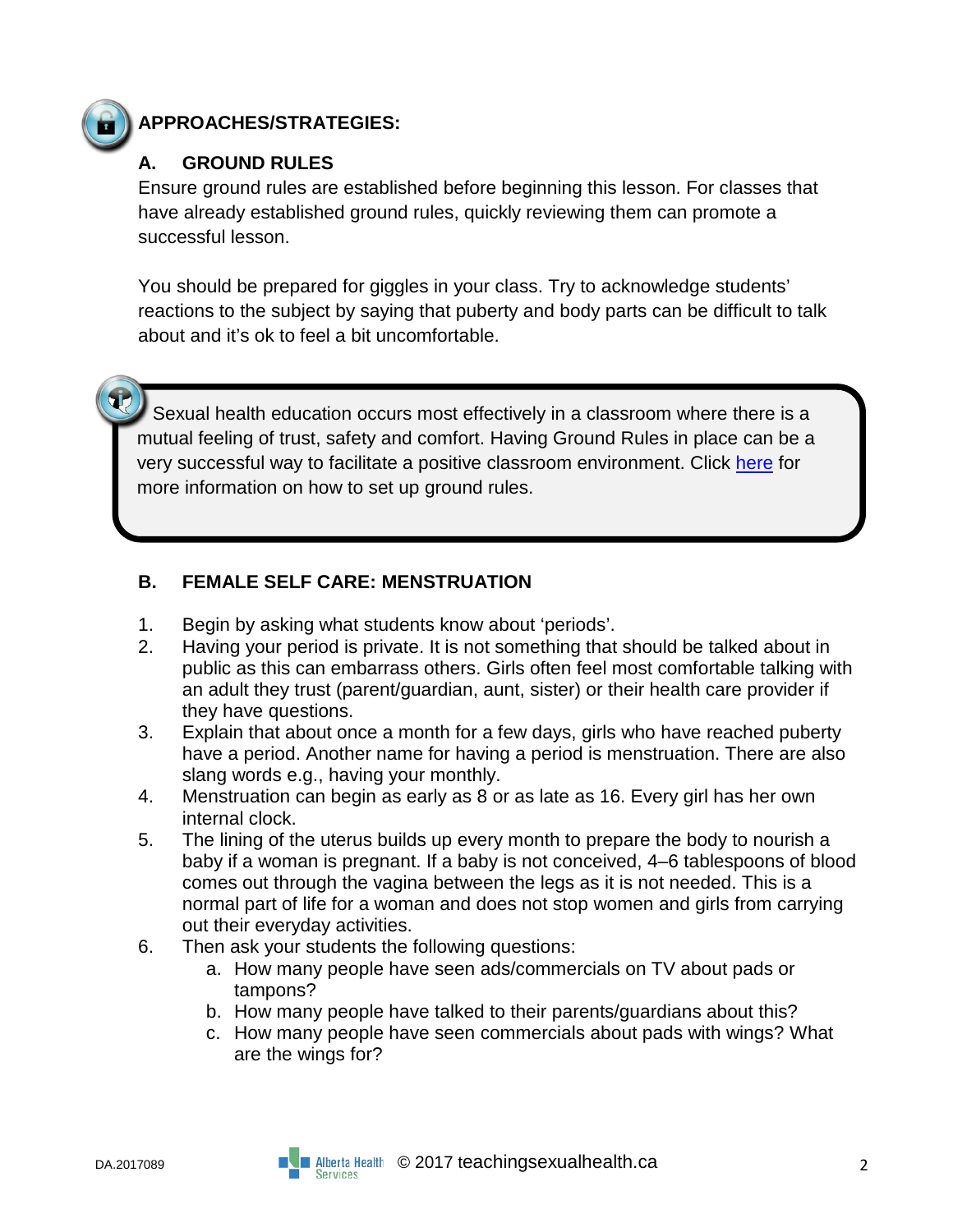## APPROACHES/STRATEGIES:

### A. GROUND RULES

Ensure ground rules are established before beginning this lesson. For classes that have already established ground rules, quickly reviewing them can promote a successful lesson.

You should be prepared for giggles in your class. Try to acknowledge students' reactions to the subject by saying that puberty and body parts can be difficult to talk about and it's ok to feel a bit uncomfortable.

> Sexual health education occurs most effectively in a classroom where there is a mutual feeling of trust, safety and comfort. Having Ground Rules in place can be a very successful way to facilitate a positive classroom environment. Click here for more information on how to set up ground rules.

### B. FEMALE SELF CARE: MENSTRUATION

1. Begin by asking what students know about 'periods'.
2. Having your period is private. It is not something that should be talked about in public as this can embarrass others. Girls often feel most comfortable talking with an adult they trust (parent/guardian, aunt, sister) or their health care provider if they have questions.
3. Explain that about once a month for a few days, girls who have reached puberty have a period. Another name for having a period is menstruation. There are also slang words e.g., having your monthly.
4. Menstruation can begin as early as 8 or as late as 16. Every girl has her own internal clock.
5. The lining of the uterus builds up every month to prepare the body to nourish a baby if a woman is pregnant. If a baby is not conceived, 4–6 tablespoons of blood comes out through the vagina between the legs as it is not needed. This is a normal part of life for a woman and does not stop women and girls from carrying out their everyday activities.
6. Then ask your students the following questions:
    a. How many people have seen ads/commercials on TV about pads or tampons?
    b. How many people have talked to their parents/guardians about this?
    c. How many people have seen commercials about pads with wings? What are the wings for?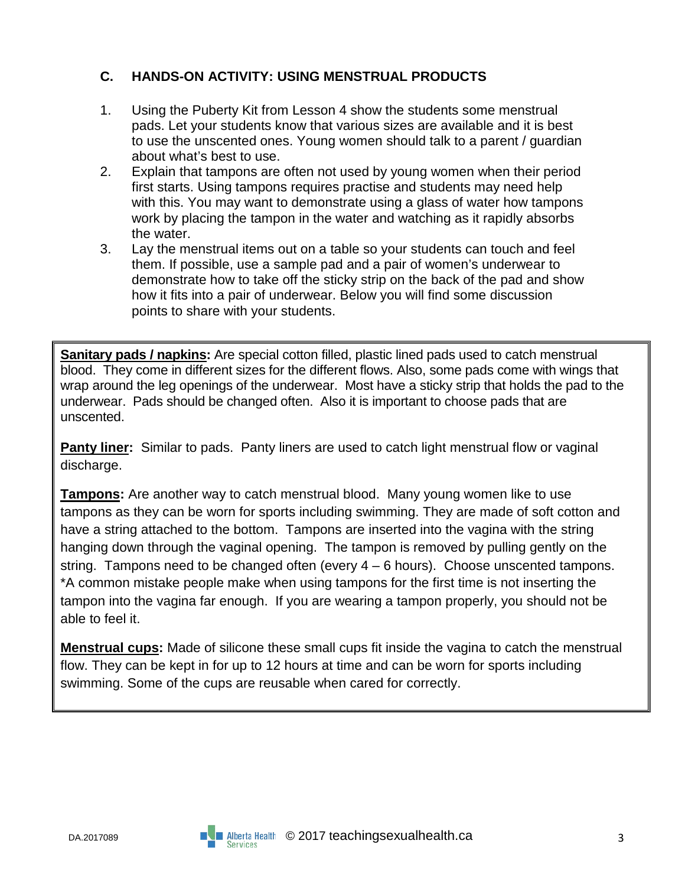## C. HANDS-ON ACTIVITY: USING MENSTRUAL PRODUCTS

1. Using the Puberty Kit from Lesson 4 show the students some menstrual pads. Let your students know that various sizes are available and it is best to use the unscented ones. Young women should talk to a parent / guardian about what's best to use.
2. Explain that tampons are often not used by young women when their period first starts. Using tampons requires practise and students may need help with this. You may want to demonstrate using a glass of water how tampons work by placing the tampon in the water and watching as it rapidly absorbs the water.
3. Lay the menstrual items out on a table so your students can touch and feel them. If possible, use a sample pad and a pair of women's underwear to demonstrate how to take off the sticky strip on the back of the pad and show how it fits into a pair of underwear. Below you will find some discussion points to share with your students.

**Sanitary pads / napkins:** Are special cotton filled, plastic lined pads used to catch menstrual blood. They come in different sizes for the different flows. Also, some pads come with wings that wrap around the leg openings of the underwear. Most have a sticky strip that holds the pad to the underwear. Pads should be changed often. Also it is important to choose pads that are unscented.

**Panty liner:** Similar to pads. Panty liners are used to catch light menstrual flow or vaginal discharge.

**Tampons:** Are another way to catch menstrual blood. Many young women like to use tampons as they can be worn for sports including swimming. They are made of soft cotton and have a string attached to the bottom. Tampons are inserted into the vagina with the string hanging down through the vaginal opening. The tampon is removed by pulling gently on the string. Tampons need to be changed often (every 4 – 6 hours). Choose unscented tampons. *A common mistake people make when using tampons for the first time is not inserting the tampon into the vagina far enough. If you are wearing a tampon properly, you should not be able to feel it.

**Menstrual cups:** Made of silicone these small cups fit inside the vagina to catch the menstrual flow. They can be kept in for up to 12 hours at time and can be worn for sports including swimming. Some of the cups are reusable when cared for correctly.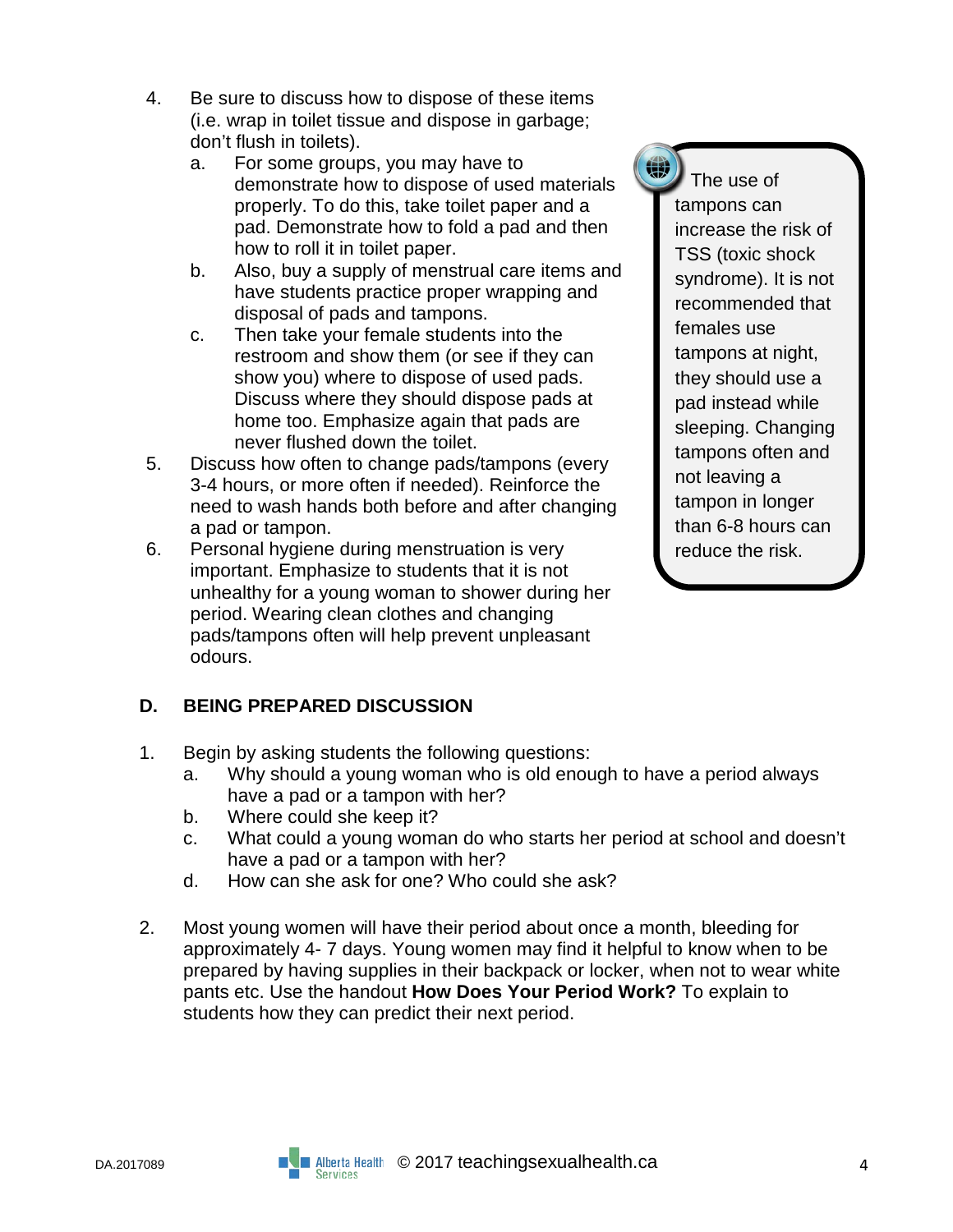4. Be sure to discuss how to dispose of these items (i.e. wrap in toilet tissue and dispose in garbage; don't flush in toilets).
   a. For some groups, you may have to demonstrate how to dispose of used materials properly. To do this, take toilet paper and a pad. Demonstrate how to fold a pad and then how to roll it in toilet paper.
   b. Also, buy a supply of menstrual care items and have students practice proper wrapping and disposal of pads and tampons.
   c. Then take your female students into the restroom and show them (or see if they can show you) where to dispose of used pads. Discuss where they should dispose pads at home too. Emphasize again that pads are never flushed down the toilet.
5. Discuss how often to change pads/tampons (every 3-4 hours, or more often if needed). Reinforce the need to wash hands both before and after changing a pad or tampon.
6. Personal hygiene during menstruation is very important. Emphasize to students that it is not unhealthy for a young woman to shower during her period. Wearing clean clothes and changing pads/tampons often will help prevent unpleasant odours.

> The use of tampons can increase the risk of TSS (toxic shock syndrome). It is not recommended that females use tampons at night, they should use a pad instead while sleeping. Changing tampons often and not leaving a tampon in longer than 6-8 hours can reduce the risk.

## D. BEING PREPARED DISCUSSION

1. Begin by asking students the following questions:
   a. Why should a young woman who is old enough to have a period always have a pad or a tampon with her?
   b. Where could she keep it?
   c. What could a young woman do who starts her period at school and doesn't have a pad or a tampon with her?
   d. How can she ask for one? Who could she ask?

2. Most young women will have their period about once a month, bleeding for approximately 4- 7 days. Young women may find it helpful to know when to be prepared by having supplies in their backpack or locker, when not to wear white pants etc. Use the handout **How Does Your Period Work?** To explain to students how they can predict their next period.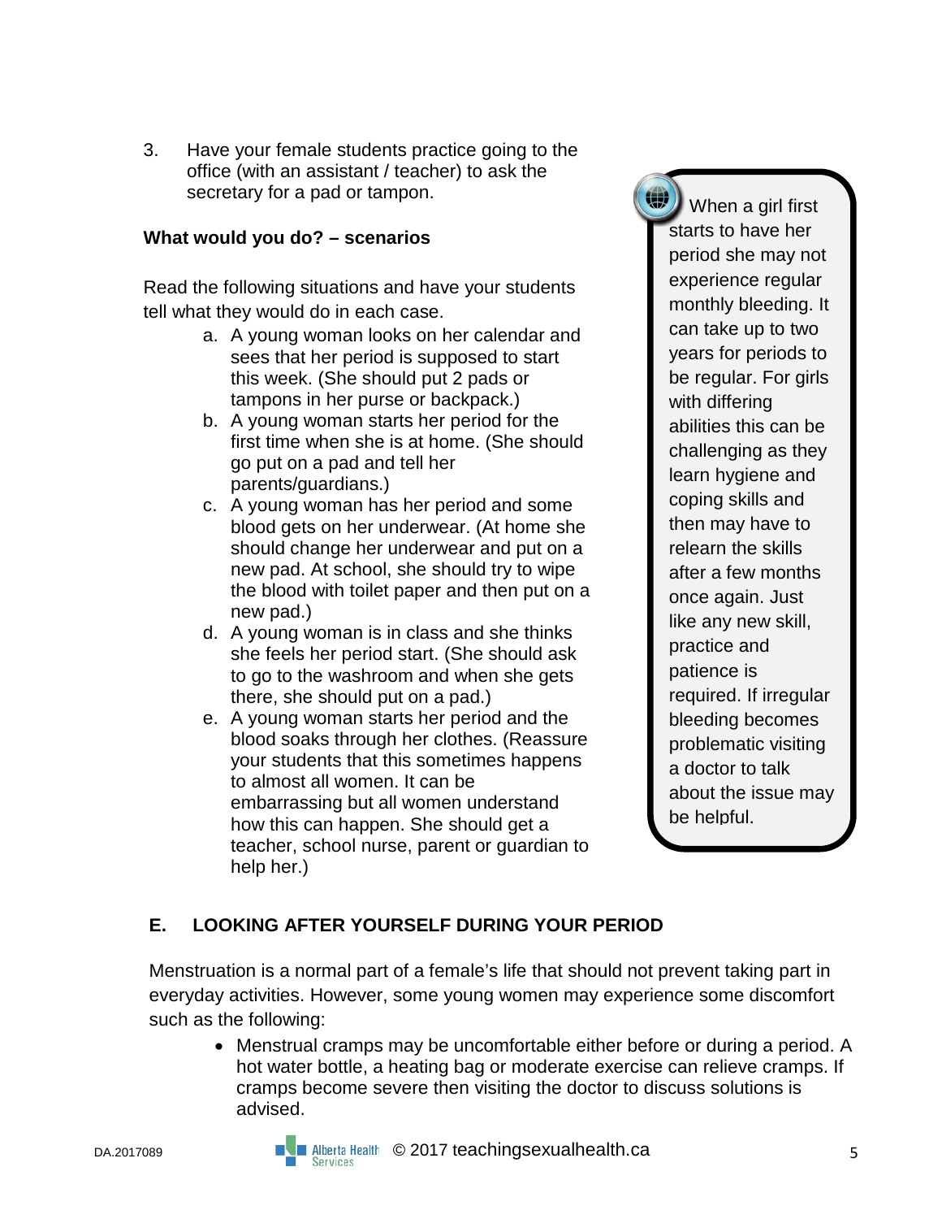3. Have your female students practice going to the office (with an assistant / teacher) to ask the secretary for a pad or tampon.

**What would you do? – scenarios**

Read the following situations and have your students tell what they would do in each case.

a. A young woman looks on her calendar and sees that her period is supposed to start this week. (She should put 2 pads or tampons in her purse or backpack.)
b. A young woman starts her period for the first time when she is at home. (She should go put on a pad and tell her parents/guardians.)
c. A young woman has her period and some blood gets on her underwear. (At home she should change her underwear and put on a new pad. At school, she should try to wipe the blood with toilet paper and then put on a new pad.)
d. A young woman is in class and she thinks she feels her period start. (She should ask to go to the washroom and when she gets there, she should put on a pad.)
e. A young woman starts her period and the blood soaks through her clothes. (Reassure your students that this sometimes happens to almost all women. It can be embarrassing but all women understand how this can happen. She should get a teacher, school nurse, parent or guardian to help her.)

> When a girl first starts to have her period she may not experience regular monthly bleeding. It can take up to two years for periods to be regular. For girls with differing abilities this can be challenging as they learn hygiene and coping skills and then may have to relearn the skills after a few months once again. Just like any new skill, practice and patience is required. If irregular bleeding becomes problematic visiting a doctor to talk about the issue may be helpful.

## E. LOOKING AFTER YOURSELF DURING YOUR PERIOD

Menstruation is a normal part of a female's life that should not prevent taking part in everyday activities. However, some young women may experience some discomfort such as the following:

- Menstrual cramps may be uncomfortable either before or during a period. A hot water bottle, a heating bag or moderate exercise can relieve cramps. If cramps become severe then visiting the doctor to discuss solutions is advised.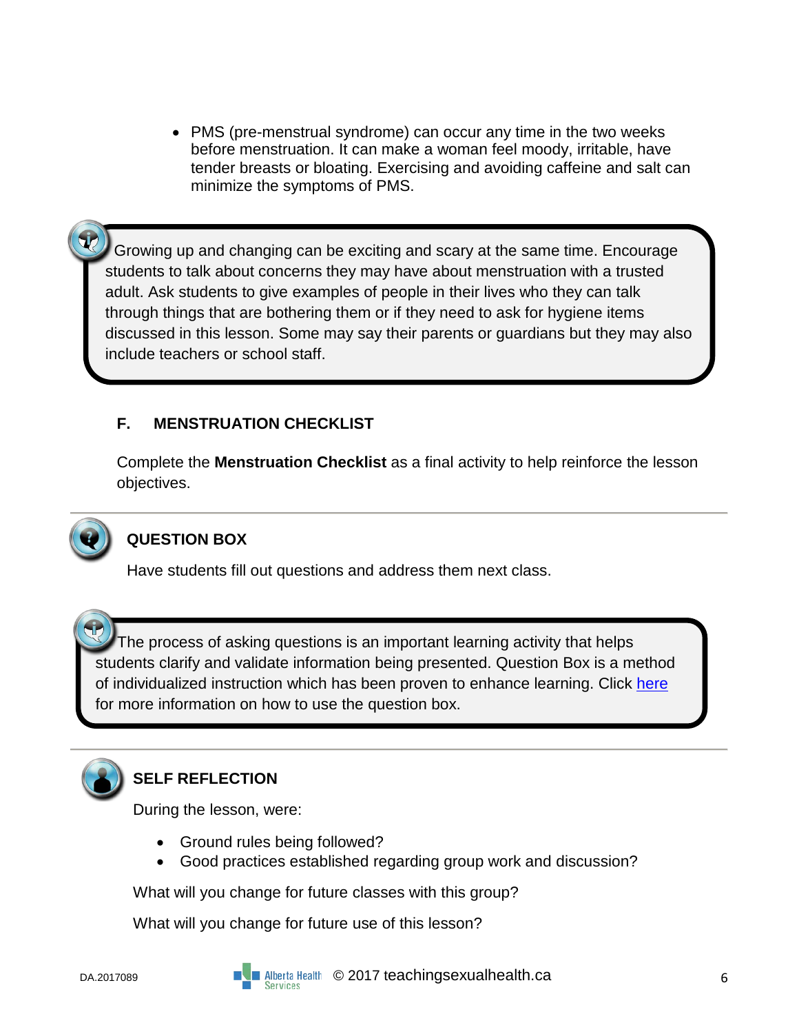- PMS (pre-menstrual syndrome) can occur any time in the two weeks before menstruation. It can make a woman feel moody, irritable, have tender breasts or bloating. Exercising and avoiding caffeine and salt can minimize the symptoms of PMS.

> Growing up and changing can be exciting and scary at the same time. Encourage students to talk about concerns they may have about menstruation with a trusted adult. Ask students to give examples of people in their lives who they can talk through things that are bothering them or if they need to ask for hygiene items discussed in this lesson. Some may say their parents or guardians but they may also include teachers or school staff.

### F. MENSTRUATION CHECKLIST

Complete the **Menstruation Checklist** as a final activity to help reinforce the lesson objectives.

---

### QUESTION BOX

Have students fill out questions and address them next class.

> The process of asking questions is an important learning activity that helps students clarify and validate information being presented. Question Box is a method of individualized instruction which has been proven to enhance learning. Click here for more information on how to use the question box.

---

### SELF REFLECTION

During the lesson, were:

- Ground rules being followed?
- Good practices established regarding group work and discussion?

What will you change for future classes with this group?

What will you change for future use of this lesson?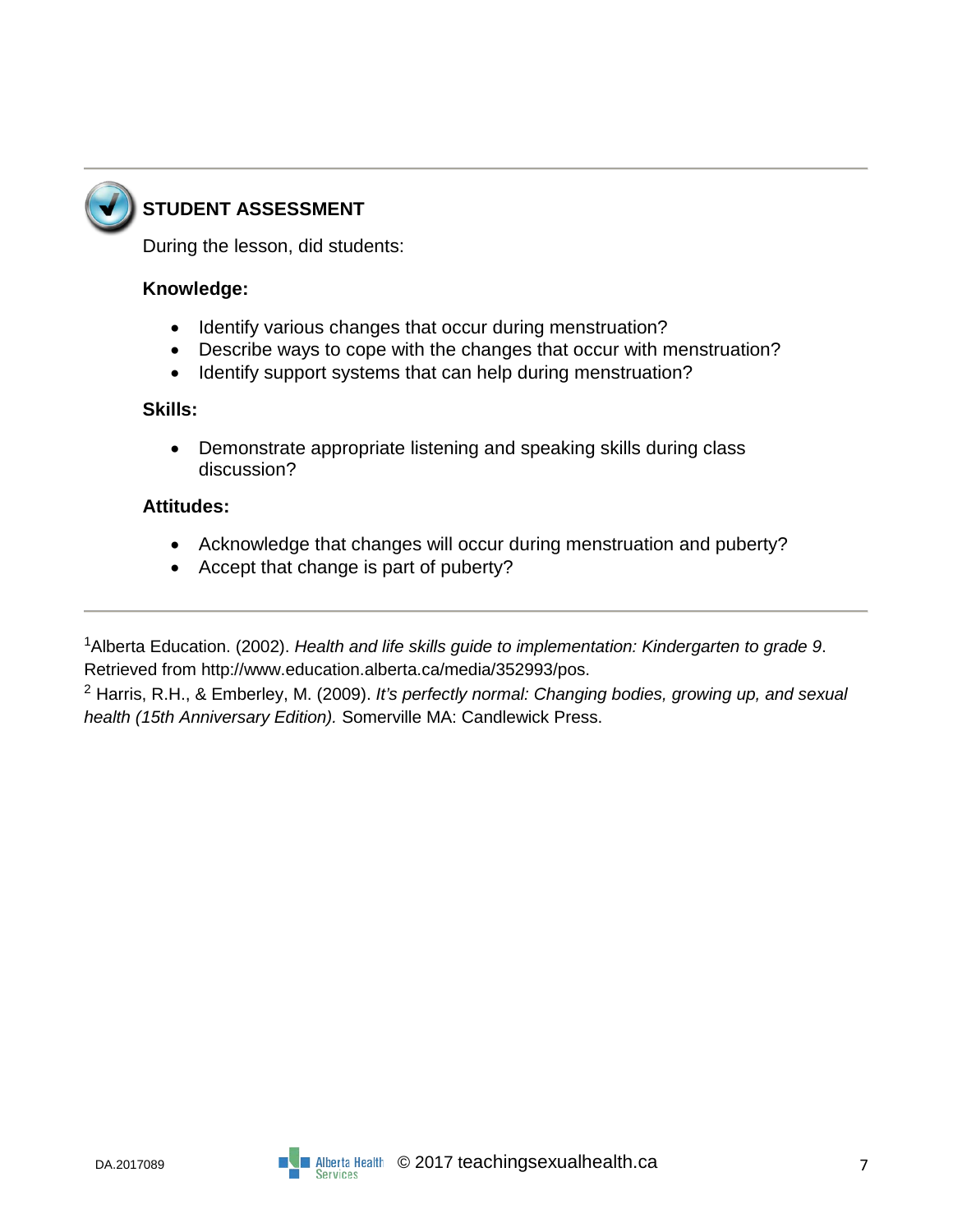## STUDENT ASSESSMENT

During the lesson, did students:

**Knowledge:**

- Identify various changes that occur during menstruation?
- Describe ways to cope with the changes that occur with menstruation?
- Identify support systems that can help during menstruation?

**Skills:**

- Demonstrate appropriate listening and speaking skills during class discussion?

**Attitudes:**

- Acknowledge that changes will occur during menstruation and puberty?
- Accept that change is part of puberty?

---

[1]Alberta Education. (2002). *Health and life skills guide to implementation: Kindergarten to grade 9*. Retrieved from http://www.education.alberta.ca/media/352993/pos.

[2] Harris, R.H., & Emberley, M. (2009). *It's perfectly normal: Changing bodies, growing up, and sexual health (15th Anniversary Edition).* Somerville MA: Candlewick Press.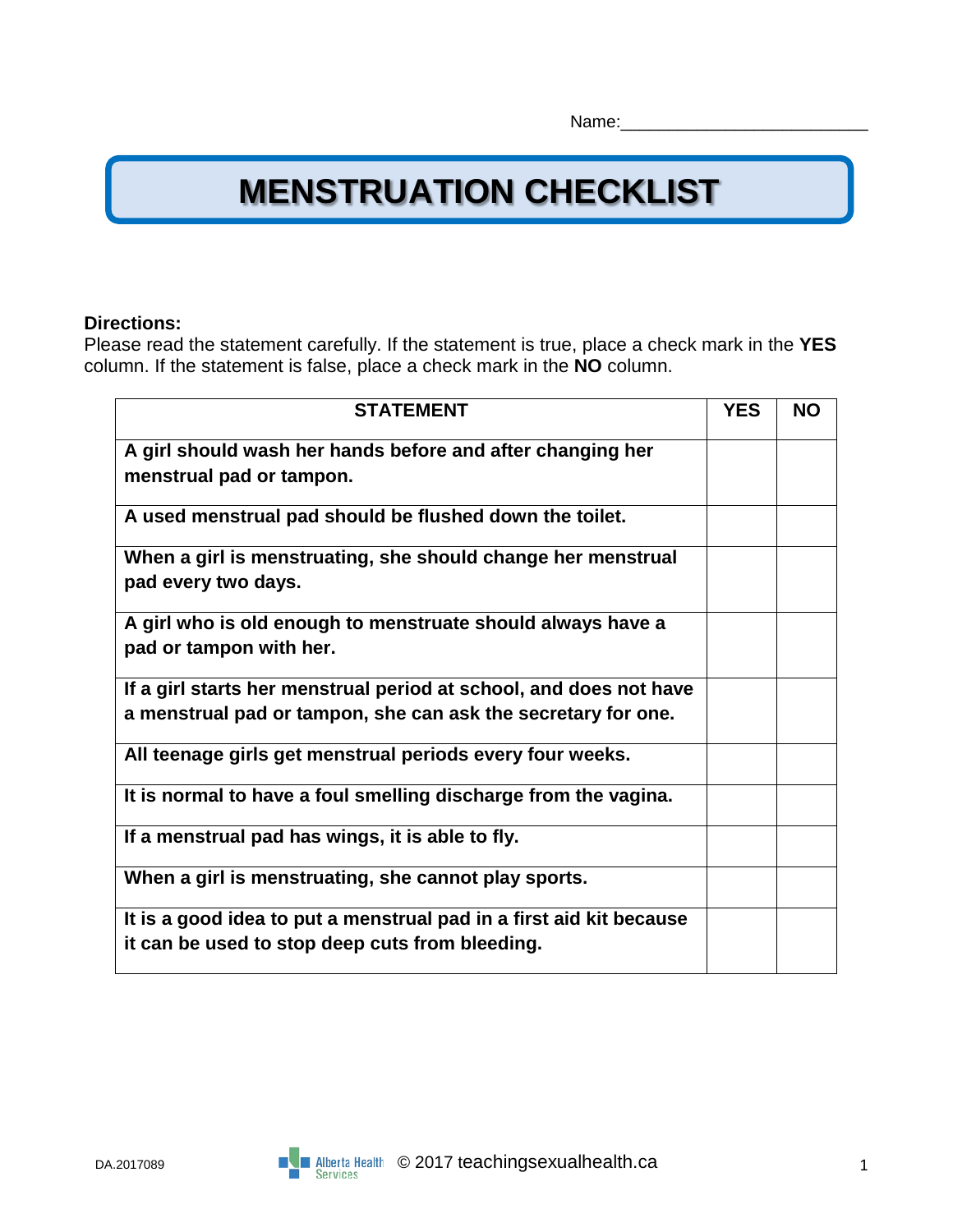Name:_________________________

# MENSTRUATION CHECKLIST

**Directions:**
Please read the statement carefully. If the statement is true, place a check mark in the **YES** column. If the statement is false, place a check mark in the **NO** column.

| STATEMENT | YES | NO |
|---|---|---|
| **A girl should wash her hands before and after changing her menstrual pad or tampon.** | | |
| **A used menstrual pad should be flushed down the toilet.** | | |
| **When a girl is menstruating, she should change her menstrual pad every two days.** | | |
| **A girl who is old enough to menstruate should always have a pad or tampon with her.** | | |
| **If a girl starts her menstrual period at school, and does not have a menstrual pad or tampon, she can ask the secretary for one.** | | |
| **All teenage girls get menstrual periods every four weeks.** | | |
| **It is normal to have a foul smelling discharge from the vagina.** | | |
| **If a menstrual pad has wings, it is able to fly.** | | |
| **When a girl is menstruating, she cannot play sports.** | | |
| **It is a good idea to put a menstrual pad in a first aid kit because it can be used to stop deep cuts from bleeding.** | | |

DA.2017089 Alberta Health Services © 2017 teachingsexualhealth.ca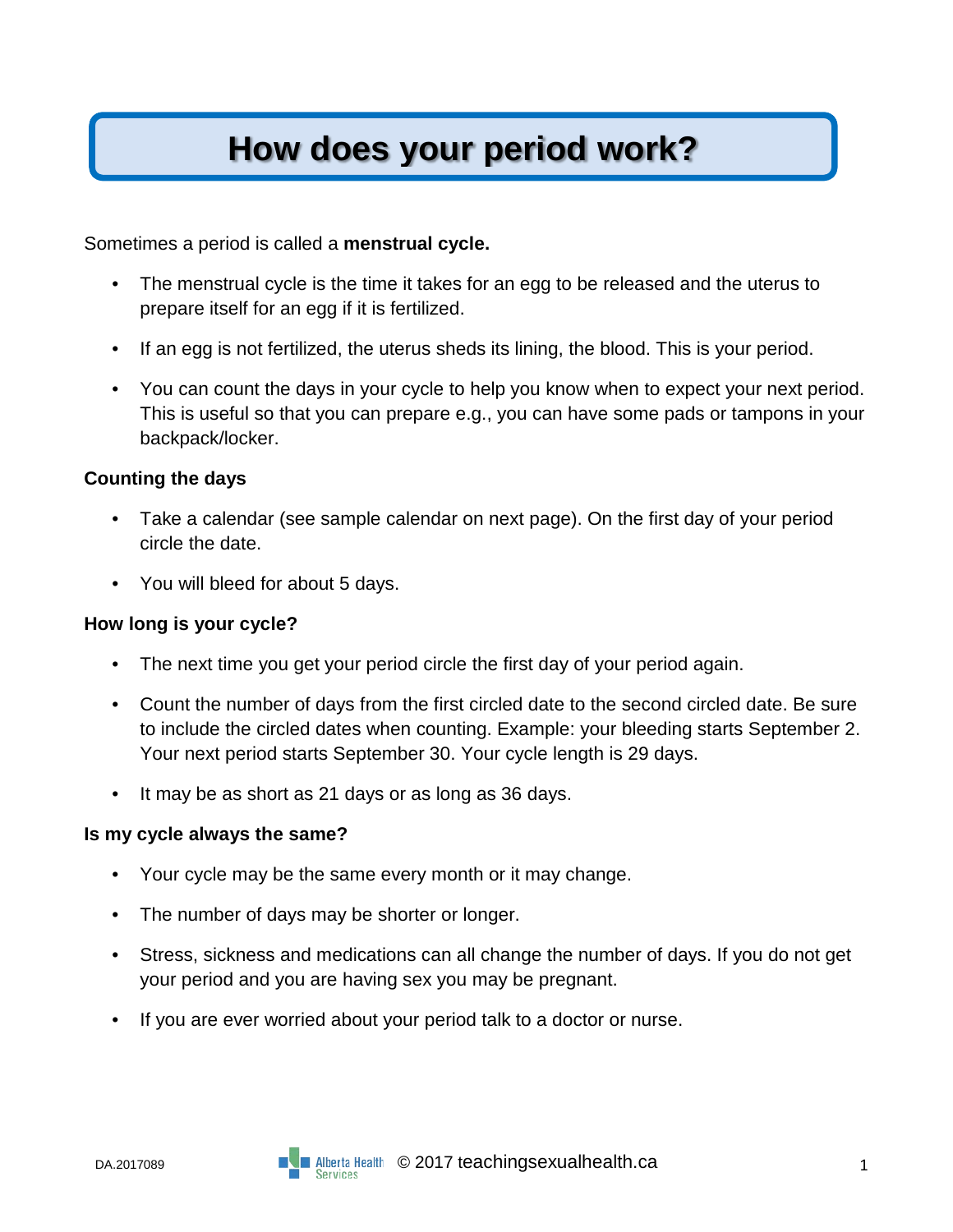# How does your period work?

Sometimes a period is called a **menstrual cycle.**

- The menstrual cycle is the time it takes for an egg to be released and the uterus to prepare itself for an egg if it is fertilized.
- If an egg is not fertilized, the uterus sheds its lining, the blood. This is your period.
- You can count the days in your cycle to help you know when to expect your next period. This is useful so that you can prepare e.g., you can have some pads or tampons in your backpack/locker.

**Counting the days**

- Take a calendar (see sample calendar on next page). On the first day of your period circle the date.
- You will bleed for about 5 days.

**How long is your cycle?**

- The next time you get your period circle the first day of your period again.
- Count the number of days from the first circled date to the second circled date. Be sure to include the circled dates when counting. Example: your bleeding starts September 2. Your next period starts September 30. Your cycle length is 29 days.
- It may be as short as 21 days or as long as 36 days.

**Is my cycle always the same?**

- Your cycle may be the same every month or it may change.
- The number of days may be shorter or longer.
- Stress, sickness and medications can all change the number of days. If you do not get your period and you are having sex you may be pregnant.
- If you are ever worried about your period talk to a doctor or nurse.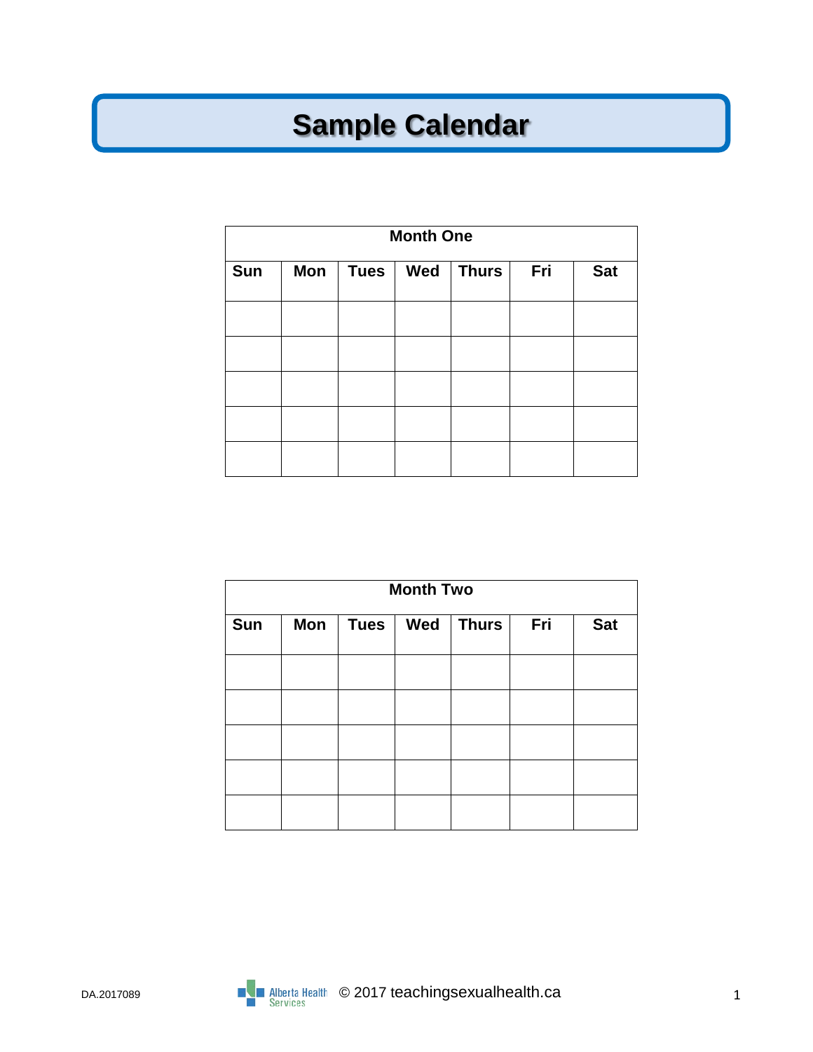# Sample Calendar

| Month One | | | | | | |
|---|---|---|---|---|---|---|
| **Sun** | **Mon** | **Tues** | **Wed** | **Thurs** | **Fri** | **Sat** |
| | | | | | | |
| | | | | | | |
| | | | | | | |
| | | | | | | |
| | | | | | | |

| Month Two | | | | | | |
|---|---|---|---|---|---|---|
| **Sun** | **Mon** | **Tues** | **Wed** | **Thurs** | **Fri** | **Sat** |
| | | | | | | |
| | | | | | | |
| | | | | | | |
| | | | | | | |
| | | | | | | |

DA.2017089

Alberta Health Services © 2017 teachingsexualhealth.ca